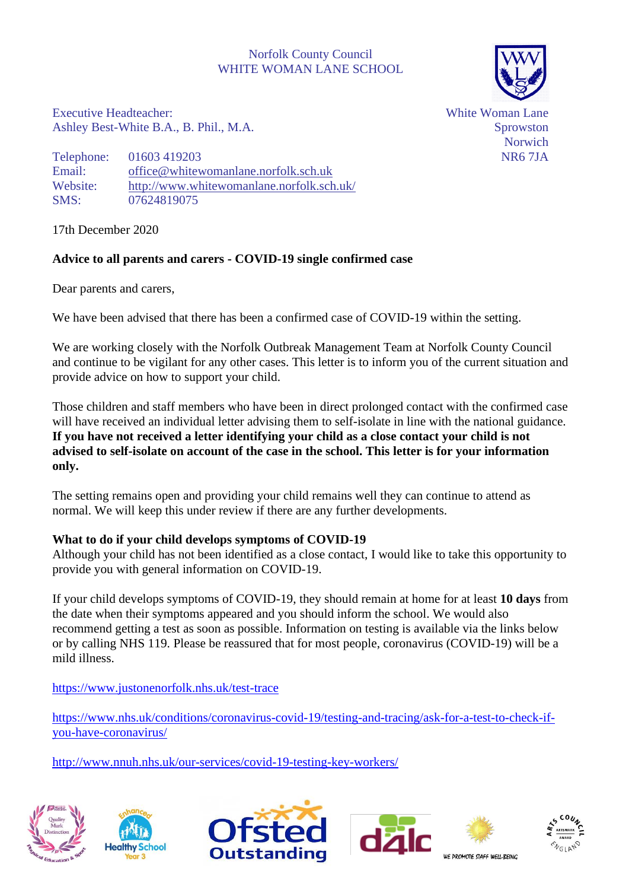Norfolk County Council
WHITE WOMAN LANE SCHOOL

Executive Headteacher:
Ashley Best-White B.A., B. Phil., M.A.

White Woman Lane
Sprowston
Norwich
NR6 7JA

Telephone: 01603 419203
Email: office@whitewomanlane.norfolk.sch.uk
Website: http://www.whitewomanlane.norfolk.sch.uk/
SMS: 07624819075

17th December 2020

**Advice to all parents and carers - COVID-19 single confirmed case**

Dear parents and carers,

We have been advised that there has been a confirmed case of COVID-19 within the setting.

We are working closely with the Norfolk Outbreak Management Team at Norfolk County Council and continue to be vigilant for any other cases. This letter is to inform you of the current situation and provide advice on how to support your child.

Those children and staff members who have been in direct prolonged contact with the confirmed case will have received an individual letter advising them to self-isolate in line with the national guidance. **If you have not received a letter identifying your child as a close contact your child is not advised to self-isolate on account of the case in the school. This letter is for your information only.**

The setting remains open and providing your child remains well they can continue to attend as normal. We will keep this under review if there are any further developments.

**What to do if your child develops symptoms of COVID-19**
Although your child has not been identified as a close contact, I would like to take this opportunity to provide you with general information on COVID-19.

If your child develops symptoms of COVID-19, they should remain at home for at least **10 days** from the date when their symptoms appeared and you should inform the school. We would also recommend getting a test as soon as possible. Information on testing is available via the links below or by calling NHS 119. Please be reassured that for most people, coronavirus (COVID-19) will be a mild illness.

https://www.justonenorfolk.nhs.uk/test-trace

https://www.nhs.uk/conditions/coronavirus-covid-19/testing-and-tracing/ask-for-a-test-to-check-if-you-have-coronavirus/

http://www.nnuh.nhs.uk/our-services/covid-19-testing-key-workers/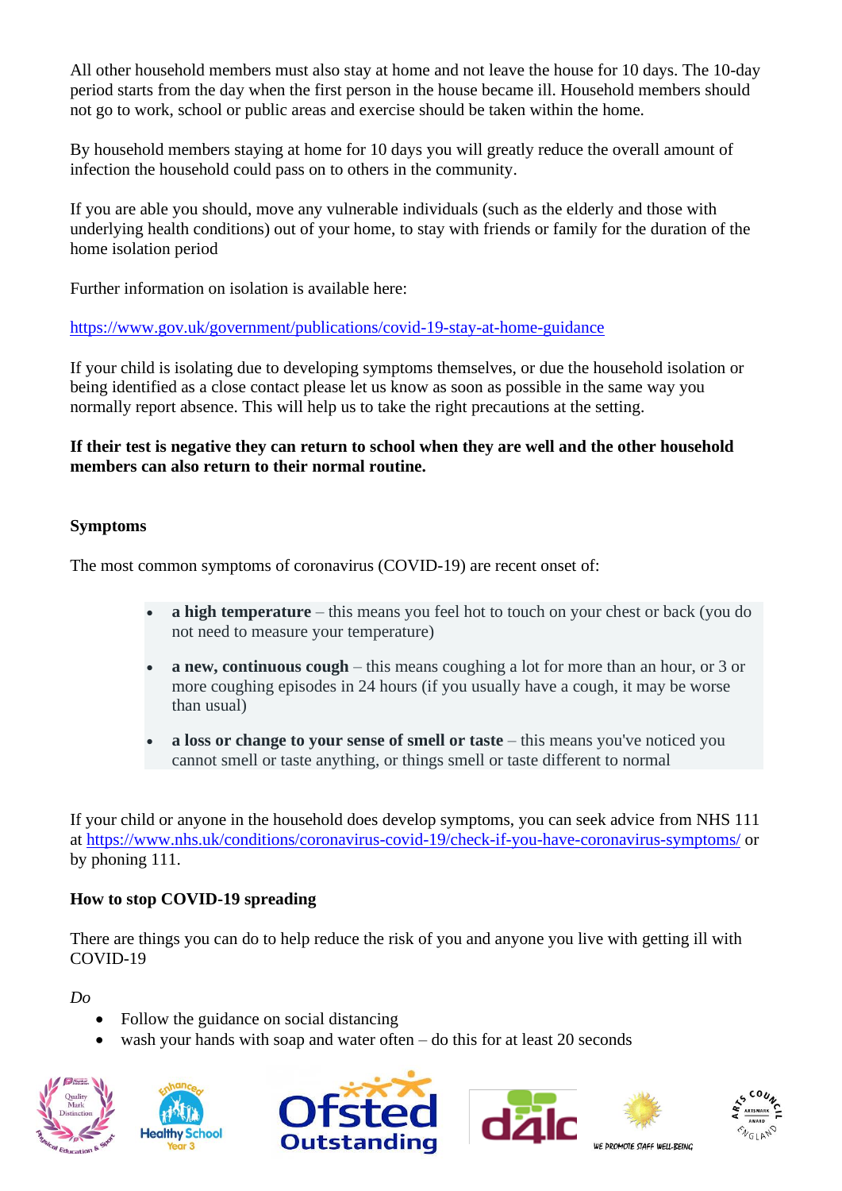All other household members must also stay at home and not leave the house for 10 days. The 10-day period starts from the day when the first person in the house became ill. Household members should not go to work, school or public areas and exercise should be taken within the home.

By household members staying at home for 10 days you will greatly reduce the overall amount of infection the household could pass on to others in the community.

If you are able you should, move any vulnerable individuals (such as the elderly and those with underlying health conditions) out of your home, to stay with friends or family for the duration of the home isolation period

Further information on isolation is available here:

https://www.gov.uk/government/publications/covid-19-stay-at-home-guidance

If your child is isolating due to developing symptoms themselves, or due the household isolation or being identified as a close contact please let us know as soon as possible in the same way you normally report absence. This will help us to take the right precautions at the setting.

**If their test is negative they can return to school when they are well and the other household members can also return to their normal routine.**

**Symptoms**

The most common symptoms of coronavirus (COVID-19) are recent onset of:

- **a high temperature** – this means you feel hot to touch on your chest or back (you do not need to measure your temperature)
- **a new, continuous cough** – this means coughing a lot for more than an hour, or 3 or more coughing episodes in 24 hours (if you usually have a cough, it may be worse than usual)
- **a loss or change to your sense of smell or taste** – this means you've noticed you cannot smell or taste anything, or things smell or taste different to normal

If your child or anyone in the household does develop symptoms, you can seek advice from NHS 111 at https://www.nhs.uk/conditions/coronavirus-covid-19/check-if-you-have-coronavirus-symptoms/ or by phoning 111.

**How to stop COVID-19 spreading**

There are things you can do to help reduce the risk of you and anyone you live with getting ill with COVID-19

*Do*

- Follow the guidance on social distancing
- wash your hands with soap and water often – do this for at least 20 seconds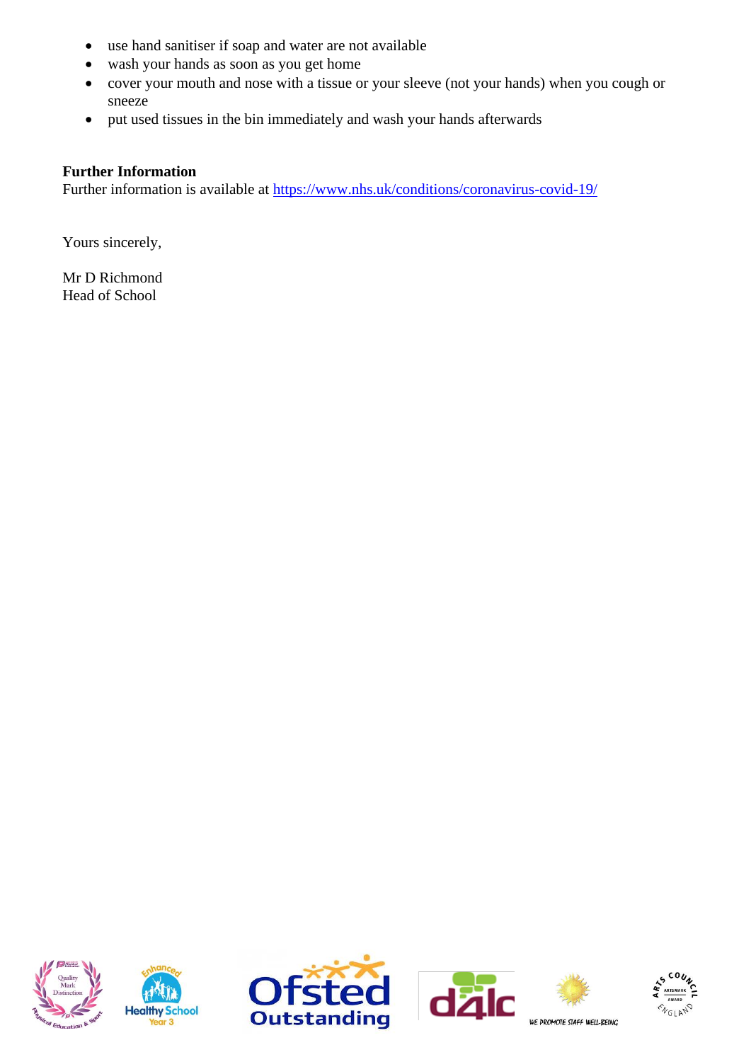- use hand sanitiser if soap and water are not available
- wash your hands as soon as you get home
- cover your mouth and nose with a tissue or your sleeve (not your hands) when you cough or sneeze
- put used tissues in the bin immediately and wash your hands afterwards

**Further Information**

Further information is available at https://www.nhs.uk/conditions/coronavirus-covid-19/

Yours sincerely,

Mr D Richmond
Head of School